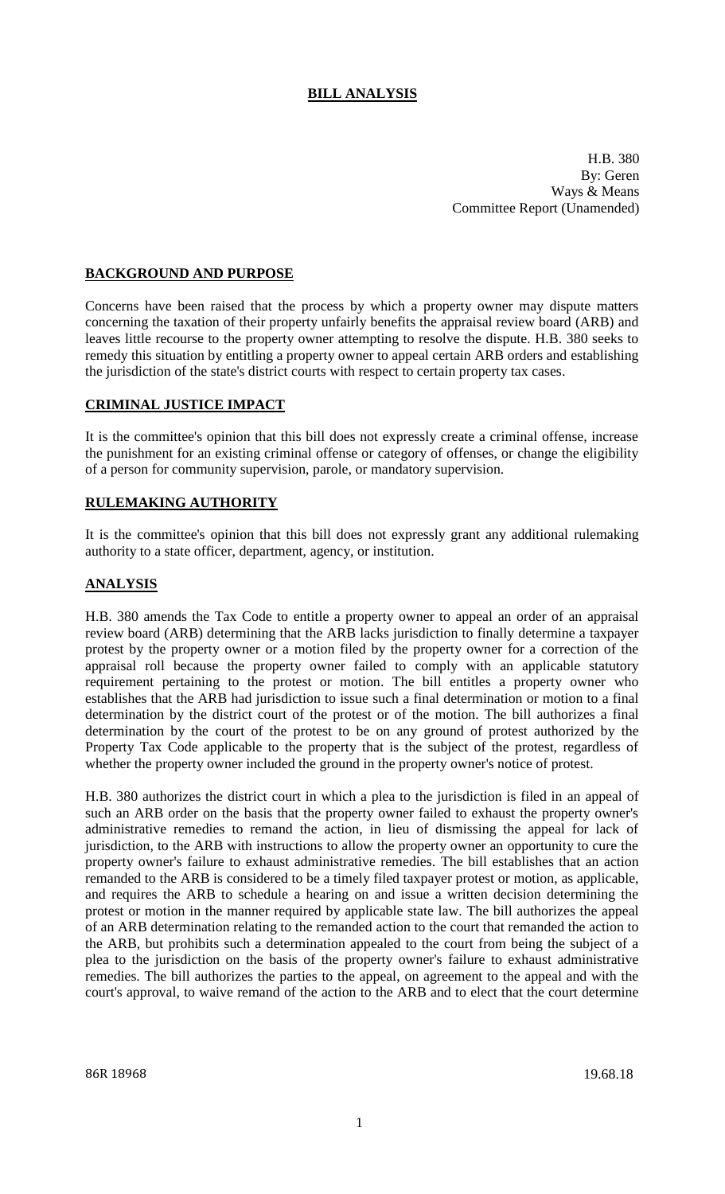# BILL ANALYSIS

H.B. 380
By: Geren
Ways & Means
Committee Report (Unamended)

## BACKGROUND AND PURPOSE

Concerns have been raised that the process by which a property owner may dispute matters concerning the taxation of their property unfairly benefits the appraisal review board (ARB) and leaves little recourse to the property owner attempting to resolve the dispute. H.B. 380 seeks to remedy this situation by entitling a property owner to appeal certain ARB orders and establishing the jurisdiction of the state's district courts with respect to certain property tax cases.

## CRIMINAL JUSTICE IMPACT

It is the committee's opinion that this bill does not expressly create a criminal offense, increase the punishment for an existing criminal offense or category of offenses, or change the eligibility of a person for community supervision, parole, or mandatory supervision.

## RULEMAKING AUTHORITY

It is the committee's opinion that this bill does not expressly grant any additional rulemaking authority to a state officer, department, agency, or institution.

## ANALYSIS

H.B. 380 amends the Tax Code to entitle a property owner to appeal an order of an appraisal review board (ARB) determining that the ARB lacks jurisdiction to finally determine a taxpayer protest by the property owner or a motion filed by the property owner for a correction of the appraisal roll because the property owner failed to comply with an applicable statutory requirement pertaining to the protest or motion. The bill entitles a property owner who establishes that the ARB had jurisdiction to issue such a final determination or motion to a final determination by the district court of the protest or of the motion. The bill authorizes a final determination by the court of the protest to be on any ground of protest authorized by the Property Tax Code applicable to the property that is the subject of the protest, regardless of whether the property owner included the ground in the property owner's notice of protest.

H.B. 380 authorizes the district court in which a plea to the jurisdiction is filed in an appeal of such an ARB order on the basis that the property owner failed to exhaust the property owner's administrative remedies to remand the action, in lieu of dismissing the appeal for lack of jurisdiction, to the ARB with instructions to allow the property owner an opportunity to cure the property owner's failure to exhaust administrative remedies. The bill establishes that an action remanded to the ARB is considered to be a timely filed taxpayer protest or motion, as applicable, and requires the ARB to schedule a hearing on and issue a written decision determining the protest or motion in the manner required by applicable state law. The bill authorizes the appeal of an ARB determination relating to the remanded action to the court that remanded the action to the ARB, but prohibits such a determination appealed to the court from being the subject of a plea to the jurisdiction on the basis of the property owner's failure to exhaust administrative remedies. The bill authorizes the parties to the appeal, on agreement to the appeal and with the court's approval, to waive remand of the action to the ARB and to elect that the court determine

86R 18968 19.68.18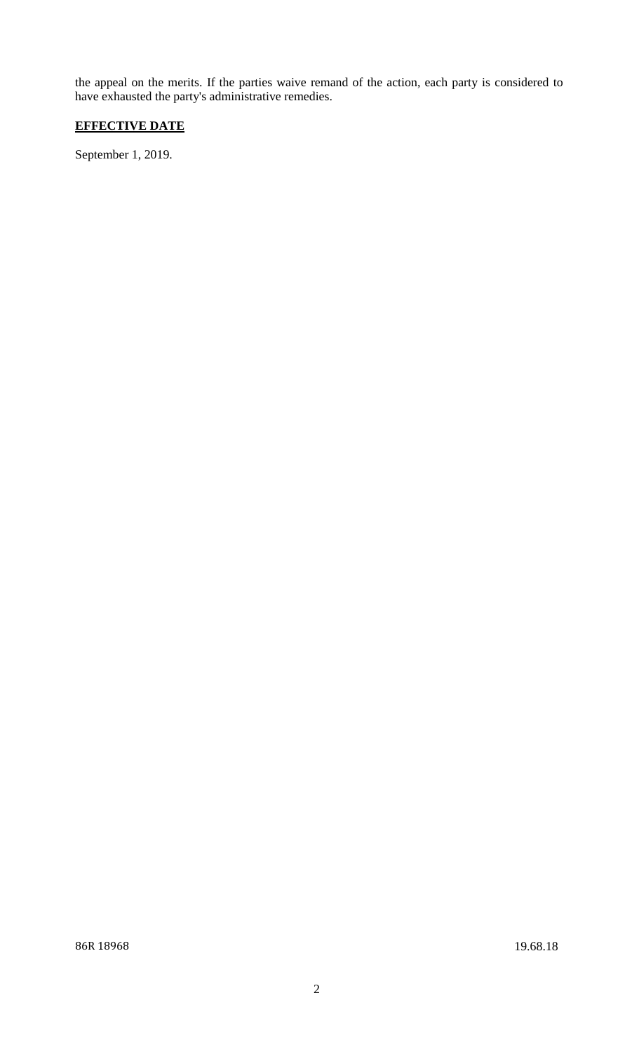the appeal on the merits. If the parties waive remand of the action, each party is considered to have exhausted the party's administrative remedies.

**EFFECTIVE DATE**

September 1, 2019.

86R 18968 19.68.18